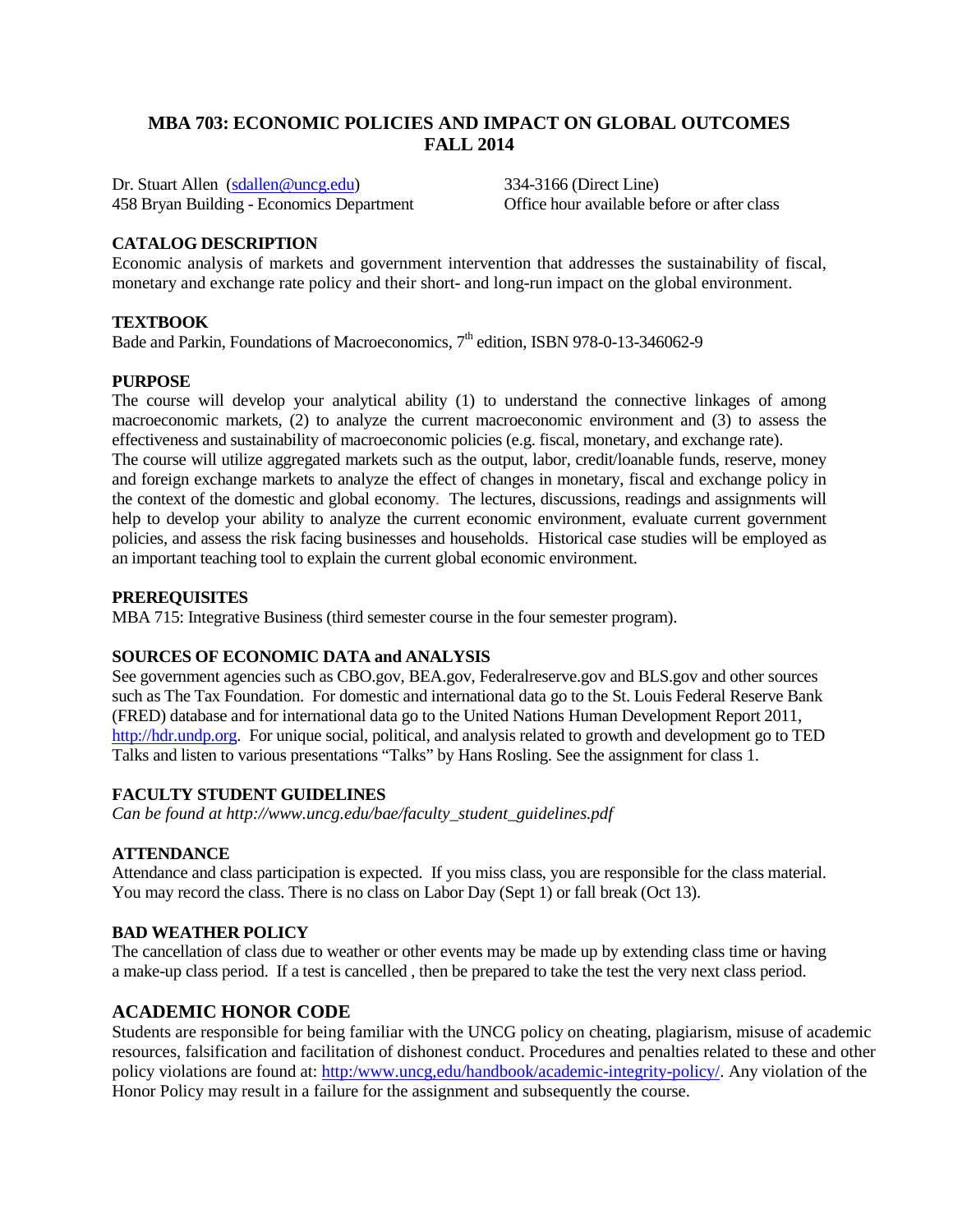# MBA 703: ECONOMIC POLICIES AND IMPACT ON GLOBAL OUTCOMES
## FALL 2014

Dr. Stuart Allen (sdallen@uncg.edu)
458 Bryan Building - Economics Department

334-3166 (Direct Line)
Office hour available before or after class

**CATALOG DESCRIPTION**

Economic analysis of markets and government intervention that addresses the sustainability of fiscal, monetary and exchange rate policy and their short- and long-run impact on the global environment.

**TEXTBOOK**

Bade and Parkin, Foundations of Macroeconomics, 7th edition, ISBN 978-0-13-346062-9

**PURPOSE**

The course will develop your analytical ability (1) to understand the connective linkages of among macroeconomic markets, (2) to analyze the current macroeconomic environment and (3) to assess the effectiveness and sustainability of macroeconomic policies (e.g. fiscal, monetary, and exchange rate).

The course will utilize aggregated markets such as the output, labor, credit/loanable funds, reserve, money and foreign exchange markets to analyze the effect of changes in monetary, fiscal and exchange policy in the context of the domestic and global economy. The lectures, discussions, readings and assignments will help to develop your ability to analyze the current economic environment, evaluate current government policies, and assess the risk facing businesses and households. Historical case studies will be employed as an important teaching tool to explain the current global economic environment.

**PREREQUISITES**

MBA 715: Integrative Business (third semester course in the four semester program).

**SOURCES OF ECONOMIC DATA and ANALYSIS**

See government agencies such as CBO.gov, BEA.gov, Federalreserve.gov and BLS.gov and other sources such as The Tax Foundation. For domestic and international data go to the St. Louis Federal Reserve Bank (FRED) database and for international data go to the United Nations Human Development Report 2011, http://hdr.undp.org. For unique social, political, and analysis related to growth and development go to TED Talks and listen to various presentations "Talks" by Hans Rosling. See the assignment for class 1.

**FACULTY STUDENT GUIDELINES**

*Can be found at http://www.uncg.edu/bae/faculty_student_guidelines.pdf*

**ATTENDANCE**

Attendance and class participation is expected. If you miss class, you are responsible for the class material. You may record the class. There is no class on Labor Day (Sept 1) or fall break (Oct 13).

**BAD WEATHER POLICY**

The cancellation of class due to weather or other events may be made up by extending class time or having a make-up class period. If a test is cancelled , then be prepared to take the test the very next class period.

## ACADEMIC HONOR CODE

Students are responsible for being familiar with the UNCG policy on cheating, plagiarism, misuse of academic resources, falsification and facilitation of dishonest conduct. Procedures and penalties related to these and other policy violations are found at: http:/www.uncg,edu/handbook/academic-integrity-policy/. Any violation of the Honor Policy may result in a failure for the assignment and subsequently the course.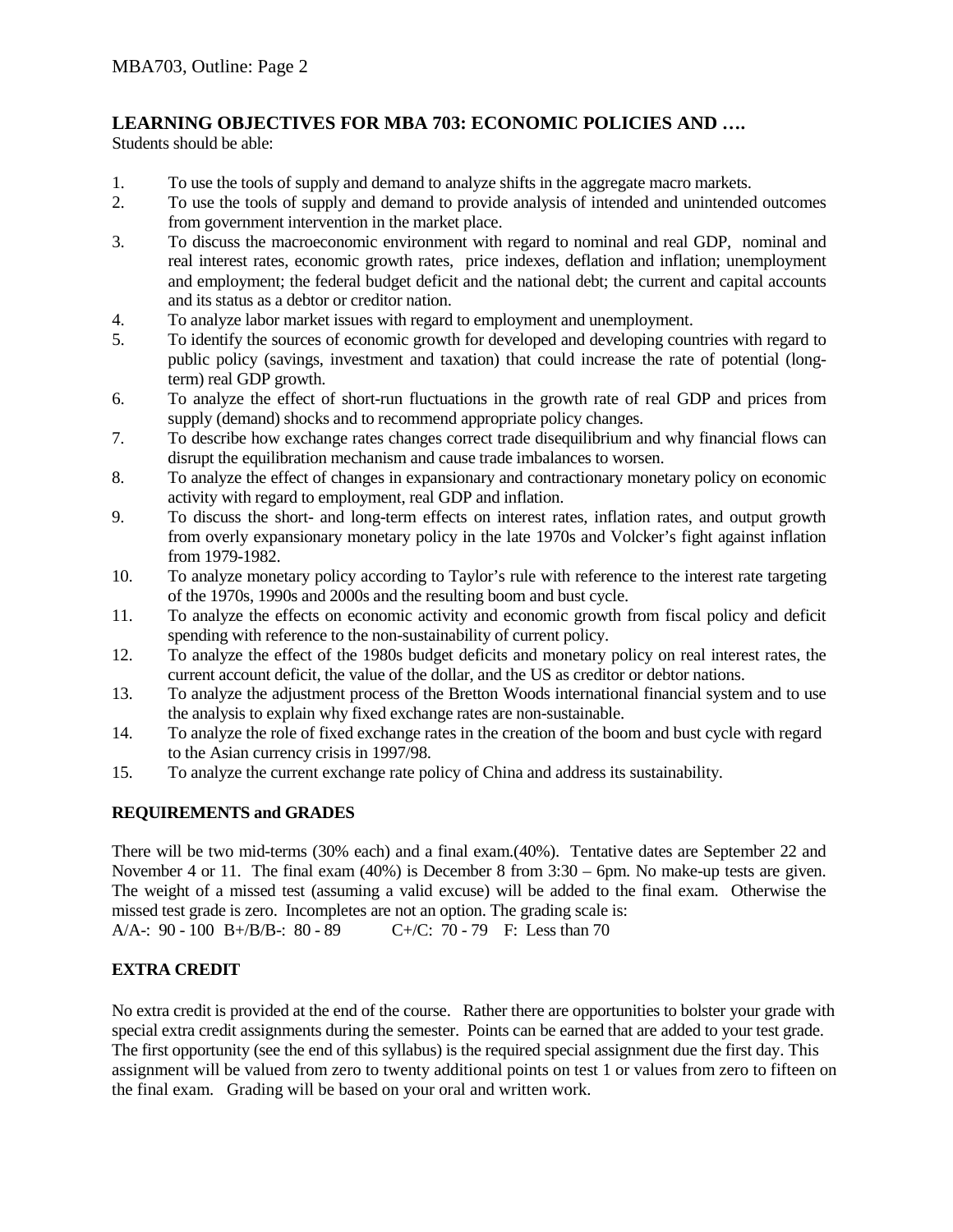## LEARNING OBJECTIVES FOR MBA 703: ECONOMIC POLICIES AND ….

Students should be able:

1. To use the tools of supply and demand to analyze shifts in the aggregate macro markets.
2. To use the tools of supply and demand to provide analysis of intended and unintended outcomes from government intervention in the market place.
3. To discuss the macroeconomic environment with regard to nominal and real GDP, nominal and real interest rates, economic growth rates, price indexes, deflation and inflation; unemployment and employment; the federal budget deficit and the national debt; the current and capital accounts and its status as a debtor or creditor nation.
4. To analyze labor market issues with regard to employment and unemployment.
5. To identify the sources of economic growth for developed and developing countries with regard to public policy (savings, investment and taxation) that could increase the rate of potential (long-term) real GDP growth.
6. To analyze the effect of short-run fluctuations in the growth rate of real GDP and prices from supply (demand) shocks and to recommend appropriate policy changes.
7. To describe how exchange rates changes correct trade disequilibrium and why financial flows can disrupt the equilibration mechanism and cause trade imbalances to worsen.
8. To analyze the effect of changes in expansionary and contractionary monetary policy on economic activity with regard to employment, real GDP and inflation.
9. To discuss the short- and long-term effects on interest rates, inflation rates, and output growth from overly expansionary monetary policy in the late 1970s and Volcker's fight against inflation from 1979-1982.
10. To analyze monetary policy according to Taylor's rule with reference to the interest rate targeting of the 1970s, 1990s and 2000s and the resulting boom and bust cycle.
11. To analyze the effects on economic activity and economic growth from fiscal policy and deficit spending with reference to the non-sustainability of current policy.
12. To analyze the effect of the 1980s budget deficits and monetary policy on real interest rates, the current account deficit, the value of the dollar, and the US as creditor or debtor nations.
13. To analyze the adjustment process of the Bretton Woods international financial system and to use the analysis to explain why fixed exchange rates are non-sustainable.
14. To analyze the role of fixed exchange rates in the creation of the boom and bust cycle with regard to the Asian currency crisis in 1997/98.
15. To analyze the current exchange rate policy of China and address its sustainability.

### REQUIREMENTS and GRADES

There will be two mid-terms (30% each) and a final exam.(40%). Tentative dates are September 22 and November 4 or 11. The final exam (40%) is December 8 from 3:30 – 6pm. No make-up tests are given. The weight of a missed test (assuming a valid excuse) will be added to the final exam. Otherwise the missed test grade is zero. Incompletes are not an option. The grading scale is:

A/A-: 90 - 100 B+/B/B-: 80 - 89 C+/C: 70 - 79 F: Less than 70

### EXTRA CREDIT

No extra credit is provided at the end of the course. Rather there are opportunities to bolster your grade with special extra credit assignments during the semester. Points can be earned that are added to your test grade. The first opportunity (see the end of this syllabus) is the required special assignment due the first day. This assignment will be valued from zero to twenty additional points on test 1 or values from zero to fifteen on the final exam. Grading will be based on your oral and written work.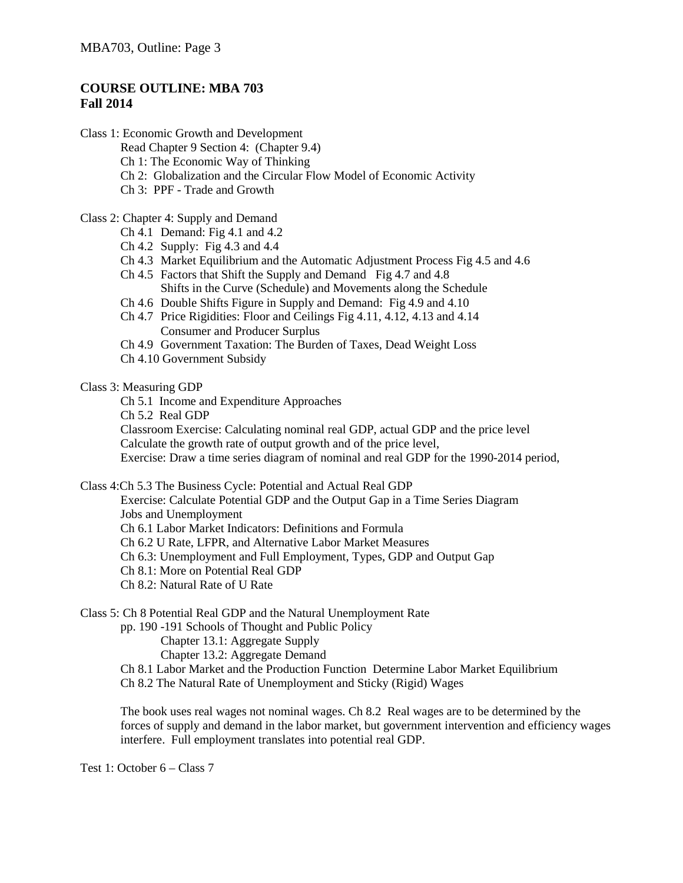## COURSE OUTLINE: MBA 703
## Fall 2014

Class 1: Economic Growth and Development

- Read Chapter 9 Section 4: (Chapter 9.4)
- Ch 1: The Economic Way of Thinking
- Ch 2: Globalization and the Circular Flow Model of Economic Activity
- Ch 3: PPF - Trade and Growth

Class 2: Chapter 4: Supply and Demand

- Ch 4.1 Demand: Fig 4.1 and 4.2
- Ch 4.2 Supply: Fig 4.3 and 4.4
- Ch 4.3 Market Equilibrium and the Automatic Adjustment Process Fig 4.5 and 4.6
- Ch 4.5 Factors that Shift the Supply and Demand Fig 4.7 and 4.8
  - Shifts in the Curve (Schedule) and Movements along the Schedule
- Ch 4.6 Double Shifts Figure in Supply and Demand: Fig 4.9 and 4.10
- Ch 4.7 Price Rigidities: Floor and Ceilings Fig 4.11, 4.12, 4.13 and 4.14
  - Consumer and Producer Surplus
- Ch 4.9 Government Taxation: The Burden of Taxes, Dead Weight Loss
- Ch 4.10 Government Subsidy

Class 3: Measuring GDP

- Ch 5.1 Income and Expenditure Approaches
- Ch 5.2 Real GDP
- Classroom Exercise: Calculating nominal real GDP, actual GDP and the price level
- Calculate the growth rate of output growth and of the price level,
- Exercise: Draw a time series diagram of nominal and real GDP for the 1990-2014 period,

Class 4: Ch 5.3 The Business Cycle: Potential and Actual Real GDP

- Exercise: Calculate Potential GDP and the Output Gap in a Time Series Diagram
- Jobs and Unemployment
- Ch 6.1 Labor Market Indicators: Definitions and Formula
- Ch 6.2 U Rate, LFPR, and Alternative Labor Market Measures
- Ch 6.3: Unemployment and Full Employment, Types, GDP and Output Gap
- Ch 8.1: More on Potential Real GDP
- Ch 8.2: Natural Rate of U Rate

Class 5: Ch 8 Potential Real GDP and the Natural Unemployment Rate

- pp. 190 -191 Schools of Thought and Public Policy
  - Chapter 13.1: Aggregate Supply
  - Chapter 13.2: Aggregate Demand
- Ch 8.1 Labor Market and the Production Function Determine Labor Market Equilibrium
- Ch 8.2 The Natural Rate of Unemployment and Sticky (Rigid) Wages

The book uses real wages not nominal wages. Ch 8.2 Real wages are to be determined by the forces of supply and demand in the labor market, but government intervention and efficiency wages interfere. Full employment translates into potential real GDP.

Test 1: October 6 – Class 7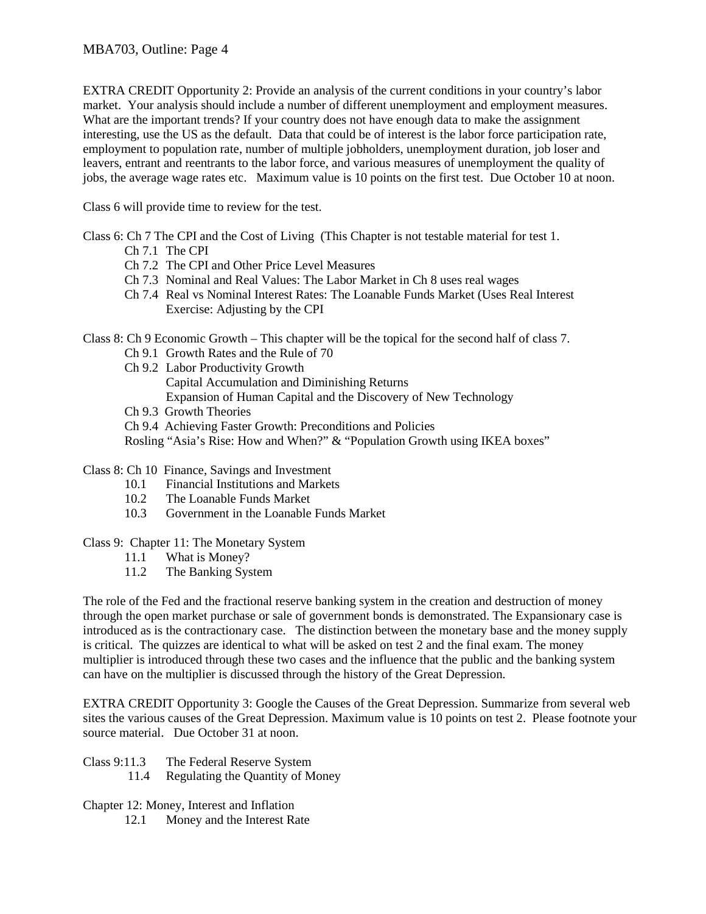EXTRA CREDIT Opportunity 2: Provide an analysis of the current conditions in your country's labor market. Your analysis should include a number of different unemployment and employment measures. What are the important trends? If your country does not have enough data to make the assignment interesting, use the US as the default. Data that could be of interest is the labor force participation rate, employment to population rate, number of multiple jobholders, unemployment duration, job loser and leavers, entrant and reentrants to the labor force, and various measures of unemployment the quality of jobs, the average wage rates etc. Maximum value is 10 points on the first test. Due October 10 at noon.

Class 6 will provide time to review for the test.

Class 6: Ch 7 The CPI and the Cost of Living (This Chapter is not testable material for test 1.

- Ch 7.1 The CPI
- Ch 7.2 The CPI and Other Price Level Measures
- Ch 7.3 Nominal and Real Values: The Labor Market in Ch 8 uses real wages
- Ch 7.4 Real vs Nominal Interest Rates: The Loanable Funds Market (Uses Real Interest
  - Exercise: Adjusting by the CPI

Class 8: Ch 9 Economic Growth – This chapter will be the topical for the second half of class 7.

- Ch 9.1 Growth Rates and the Rule of 70
- Ch 9.2 Labor Productivity Growth
  - Capital Accumulation and Diminishing Returns
  - Expansion of Human Capital and the Discovery of New Technology
- Ch 9.3 Growth Theories
- Ch 9.4 Achieving Faster Growth: Preconditions and Policies
- Rosling "Asia's Rise: How and When?" & "Population Growth using IKEA boxes"

Class 8: Ch 10 Finance, Savings and Investment

- 10.1 Financial Institutions and Markets
- 10.2 The Loanable Funds Market
- 10.3 Government in the Loanable Funds Market

Class 9: Chapter 11: The Monetary System

- 11.1 What is Money?
- 11.2 The Banking System

The role of the Fed and the fractional reserve banking system in the creation and destruction of money through the open market purchase or sale of government bonds is demonstrated. The Expansionary case is introduced as is the contractionary case. The distinction between the monetary base and the money supply is critical. The quizzes are identical to what will be asked on test 2 and the final exam. The money multiplier is introduced through these two cases and the influence that the public and the banking system can have on the multiplier is discussed through the history of the Great Depression.

EXTRA CREDIT Opportunity 3: Google the Causes of the Great Depression. Summarize from several web sites the various causes of the Great Depression. Maximum value is 10 points on test 2. Please footnote your source material. Due October 31 at noon.

Class 9: 11.3 The Federal Reserve System

- 11.4 Regulating the Quantity of Money

Chapter 12: Money, Interest and Inflation

- 12.1 Money and the Interest Rate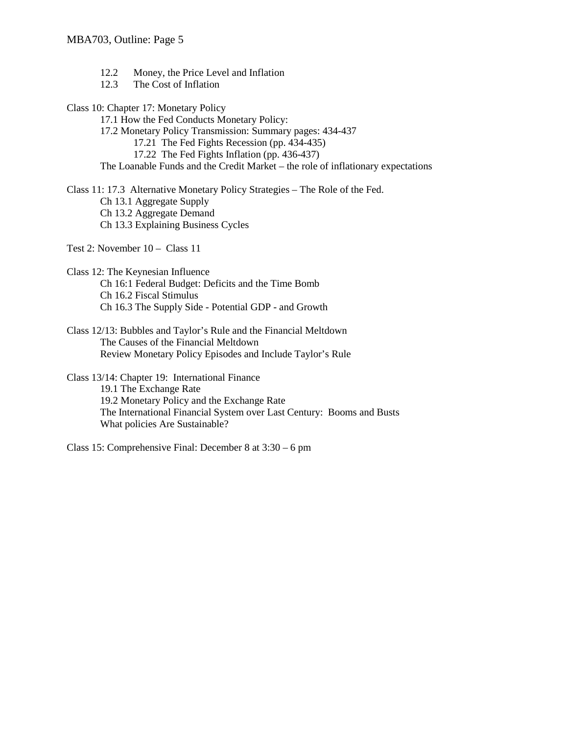- 12.2 Money, the Price Level and Inflation
- 12.3 The Cost of Inflation

Class 10: Chapter 17: Monetary Policy

- 17.1 How the Fed Conducts Monetary Policy:
- 17.2 Monetary Policy Transmission: Summary pages: 434-437
  - 17.21 The Fed Fights Recession (pp. 434-435)
  - 17.22 The Fed Fights Inflation (pp. 436-437)
- The Loanable Funds and the Credit Market – the role of inflationary expectations

Class 11: 17.3 Alternative Monetary Policy Strategies – The Role of the Fed.

- Ch 13.1 Aggregate Supply
- Ch 13.2 Aggregate Demand
- Ch 13.3 Explaining Business Cycles

Test 2: November 10 – Class 11

Class 12: The Keynesian Influence

- Ch 16:1 Federal Budget: Deficits and the Time Bomb
- Ch 16.2 Fiscal Stimulus
- Ch 16.3 The Supply Side - Potential GDP - and Growth

Class 12/13: Bubbles and Taylor's Rule and the Financial Meltdown

- The Causes of the Financial Meltdown
- Review Monetary Policy Episodes and Include Taylor's Rule

Class 13/14: Chapter 19: International Finance

- 19.1 The Exchange Rate
- 19.2 Monetary Policy and the Exchange Rate
- The International Financial System over Last Century: Booms and Busts
- What policies Are Sustainable?

Class 15: Comprehensive Final: December 8 at 3:30 – 6 pm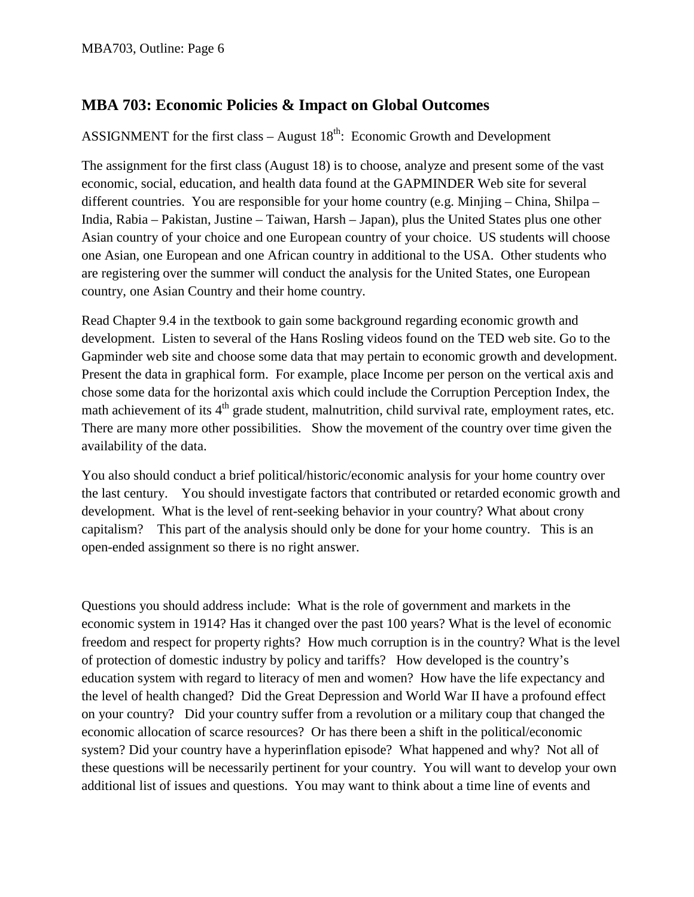## MBA 703: Economic Policies & Impact on Global Outcomes

ASSIGNMENT for the first class – August 18th: Economic Growth and Development

The assignment for the first class (August 18) is to choose, analyze and present some of the vast economic, social, education, and health data found at the GAPMINDER Web site for several different countries. You are responsible for your home country (e.g. Minjing – China, Shilpa – India, Rabia – Pakistan, Justine – Taiwan, Harsh – Japan), plus the United States plus one other Asian country of your choice and one European country of your choice. US students will choose one Asian, one European and one African country in additional to the USA. Other students who are registering over the summer will conduct the analysis for the United States, one European country, one Asian Country and their home country.

Read Chapter 9.4 in the textbook to gain some background regarding economic growth and development. Listen to several of the Hans Rosling videos found on the TED web site. Go to the Gapminder web site and choose some data that may pertain to economic growth and development. Present the data in graphical form. For example, place Income per person on the vertical axis and chose some data for the horizontal axis which could include the Corruption Perception Index, the math achievement of its 4th grade student, malnutrition, child survival rate, employment rates, etc. There are many more other possibilities. Show the movement of the country over time given the availability of the data.

You also should conduct a brief political/historic/economic analysis for your home country over the last century. You should investigate factors that contributed or retarded economic growth and development. What is the level of rent-seeking behavior in your country? What about crony capitalism? This part of the analysis should only be done for your home country. This is an open-ended assignment so there is no right answer.

Questions you should address include: What is the role of government and markets in the economic system in 1914? Has it changed over the past 100 years? What is the level of economic freedom and respect for property rights? How much corruption is in the country? What is the level of protection of domestic industry by policy and tariffs? How developed is the country's education system with regard to literacy of men and women? How have the life expectancy and the level of health changed? Did the Great Depression and World War II have a profound effect on your country? Did your country suffer from a revolution or a military coup that changed the economic allocation of scarce resources? Or has there been a shift in the political/economic system? Did your country have a hyperinflation episode? What happened and why? Not all of these questions will be necessarily pertinent for your country. You will want to develop your own additional list of issues and questions. You may want to think about a time line of events and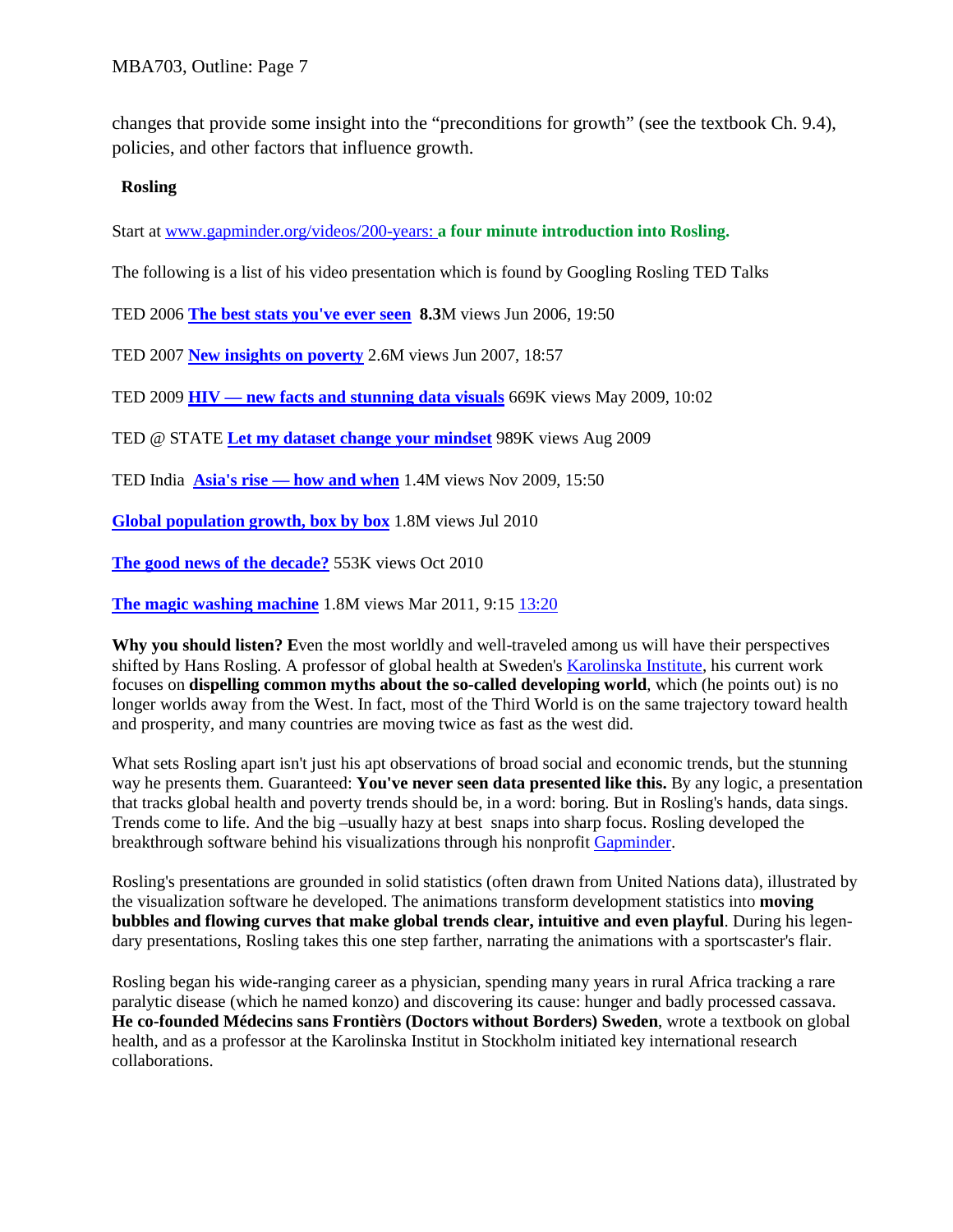changes that provide some insight into the "preconditions for growth" (see the textbook Ch. 9.4), policies, and other factors that influence growth.

**Rosling**

Start at www.gapminder.org/videos/200-years: **a four minute introduction into Rosling.**

The following is a list of his video presentation which is found by Googling Rosling TED Talks

TED 2006 **The best stats you've ever seen** **8.3**M views Jun 2006, 19:50

TED 2007 **New insights on poverty** 2.6M views Jun 2007, 18:57

TED 2009 **HIV — new facts and stunning data visuals** 669K views May 2009, 10:02

TED @ STATE **Let my dataset change your mindset** 989K views Aug 2009

TED India **Asia's rise — how and when** 1.4M views Nov 2009, 15:50

**Global population growth, box by box** 1.8M views Jul 2010

**The good news of the decade?** 553K views Oct 2010

**The magic washing machine** 1.8M views Mar 2011, 9:15 13:20

**Why you should listen? E**ven the most worldly and well-traveled among us will have their perspectives shifted by Hans Rosling. A professor of global health at Sweden's Karolinska Institute, his current work focuses on **dispelling common myths about the so-called developing world**, which (he points out) is no longer worlds away from the West. In fact, most of the Third World is on the same trajectory toward health and prosperity, and many countries are moving twice as fast as the west did.

What sets Rosling apart isn't just his apt observations of broad social and economic trends, but the stunning way he presents them. Guaranteed: **You've never seen data presented like this.** By any logic, a presentation that tracks global health and poverty trends should be, in a word: boring. But in Rosling's hands, data sings. Trends come to life. And the big –usually hazy at best snaps into sharp focus. Rosling developed the breakthrough software behind his visualizations through his nonprofit Gapminder.

Rosling's presentations are grounded in solid statistics (often drawn from United Nations data), illustrated by the visualization software he developed. The animations transform development statistics into **moving bubbles and flowing curves that make global trends clear, intuitive and even playful**. During his legendary presentations, Rosling takes this one step farther, narrating the animations with a sportscaster's flair.

Rosling began his wide-ranging career as a physician, spending many years in rural Africa tracking a rare paralytic disease (which he named konzo) and discovering its cause: hunger and badly processed cassava. **He co-founded Médecins sans Frontièrs (Doctors without Borders) Sweden**, wrote a textbook on global health, and as a professor at the Karolinska Institut in Stockholm initiated key international research collaborations.